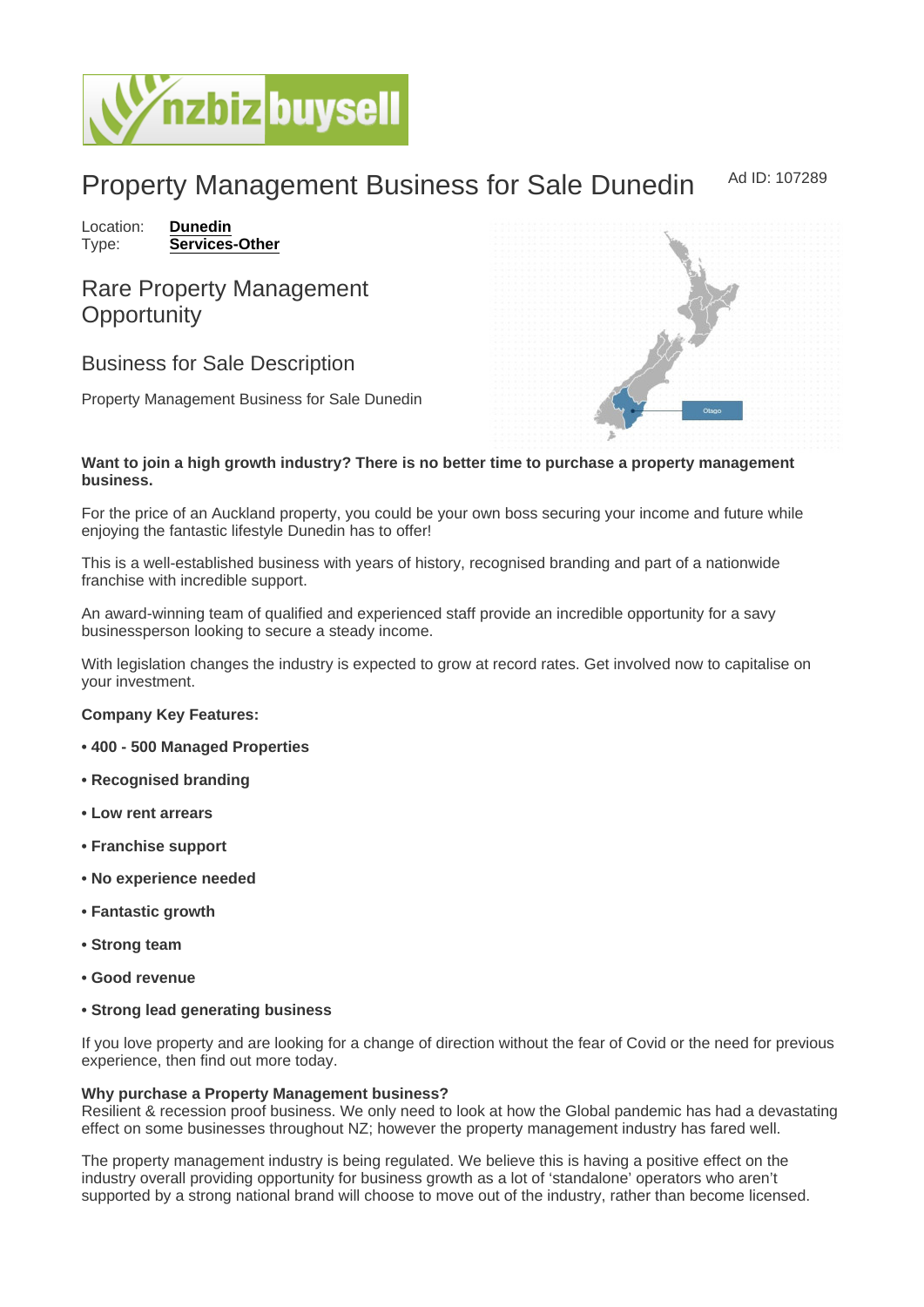# Property Management Business for Sale Dunedin

Ad ID: 107289

Location: **Dunedin**
Type: **Services-Other**

## Rare Property Management Opportunity

## Business for Sale Description

Property Management Business for Sale Dunedin

**Want to join a high growth industry? There is no better time to purchase a property management business.**

For the price of an Auckland property, you could be your own boss securing your income and future while enjoying the fantastic lifestyle Dunedin has to offer!

This is a well-established business with years of history, recognised branding and part of a nationwide franchise with incredible support.

An award-winning team of qualified and experienced staff provide an incredible opportunity for a savy businessperson looking to secure a steady income.

With legislation changes the industry is expected to grow at record rates. Get involved now to capitalise on your investment.

**Company Key Features:**

- **400 - 500 Managed Properties**
- **Recognised branding**
- **Low rent arrears**
- **Franchise support**
- **No experience needed**
- **Fantastic growth**
- **Strong team**
- **Good revenue**
- **Strong lead generating business**

If you love property and are looking for a change of direction without the fear of Covid or the need for previous experience, then find out more today.

**Why purchase a Property Management business?**
Resilient & recession proof business. We only need to look at how the Global pandemic has had a devastating effect on some businesses throughout NZ; however the property management industry has fared well.

The property management industry is being regulated. We believe this is having a positive effect on the industry overall providing opportunity for business growth as a lot of 'standalone' operators who aren't supported by a strong national brand will choose to move out of the industry, rather than become licensed.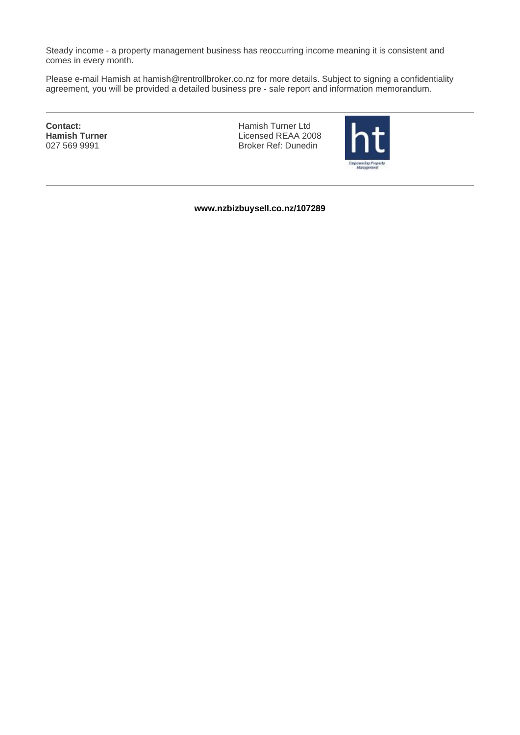Steady income - a property management business has reoccurring income meaning it is consistent and comes in every month.

Please e-mail Hamish at hamish@rentrollbroker.co.nz for more details. Subject to signing a confidentiality agreement, you will be provided a detailed business pre - sale report and information memorandum.

---

**Contact:**
**Hamish Turner**
027 569 9991

Hamish Turner Ltd
Licensed REAA 2008
Broker Ref: Dunedin

---

**www.nzbizbuysell.co.nz/107289**